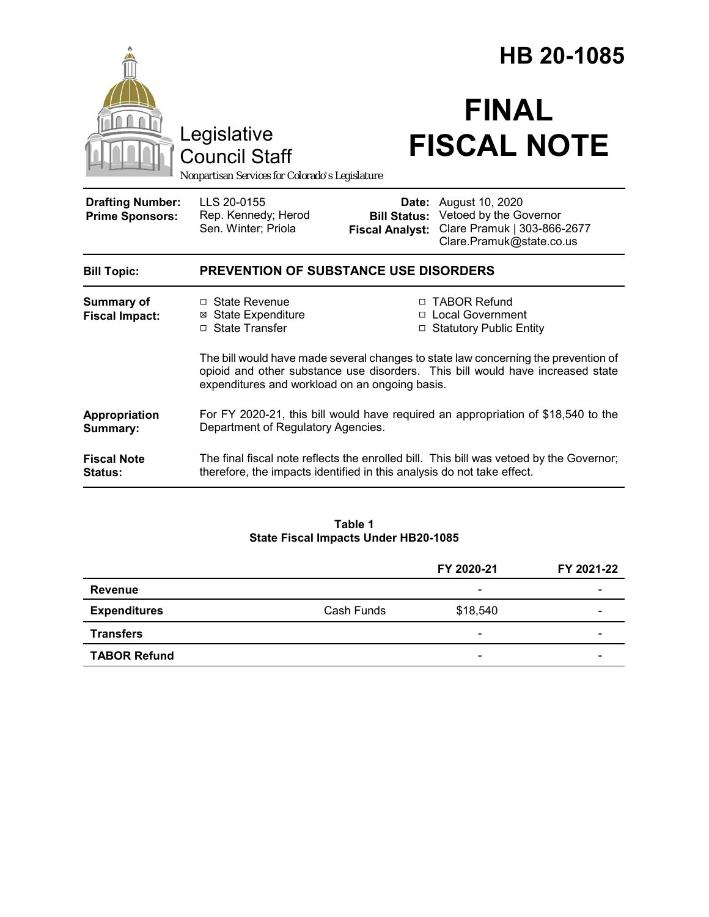# HB 20-1085

# FINAL FISCAL NOTE

Legislative Council Staff

*Nonpartisan Services for Colorado's Legislature*

| | | | |
|---|---|---|---|
| **Drafting Number:** | LLS 20-0155 | **Date:** | August 10, 2020 |
| **Prime Sponsors:** | Rep. Kennedy; Herod<br>Sen. Winter; Priola | **Bill Status:** | Vetoed by the Governor |
| | | **Fiscal Analyst:** | Clare Pramuk \| 303-866-2677<br>Clare.Pramuk@state.co.us |

**Bill Topic:** **PREVENTION OF SUBSTANCE USE DISORDERS**

**Summary of Fiscal Impact:**

- ☐ State Revenue
- ☒ State Expenditure
- ☐ State Transfer
- ☐ TABOR Refund
- ☐ Local Government
- ☐ Statutory Public Entity

The bill would have made several changes to state law concerning the prevention of opioid and other substance use disorders. This bill would have increased state expenditures and workload on an ongoing basis.

**Appropriation Summary:** For FY 2020-21, this bill would have required an appropriation of $18,540 to the Department of Regulatory Agencies.

**Fiscal Note Status:** The final fiscal note reflects the enrolled bill. This bill was vetoed by the Governor; therefore, the impacts identified in this analysis do not take effect.

**Table 1**
**State Fiscal Impacts Under HB20-1085**

| | | FY 2020-21 | FY 2021-22 |
|---|---|---|---|
| **Revenue** | | - | - |
| **Expenditures** | Cash Funds | $18,540 | - |
| **Transfers** | | - | - |
| **TABOR Refund** | | - | - |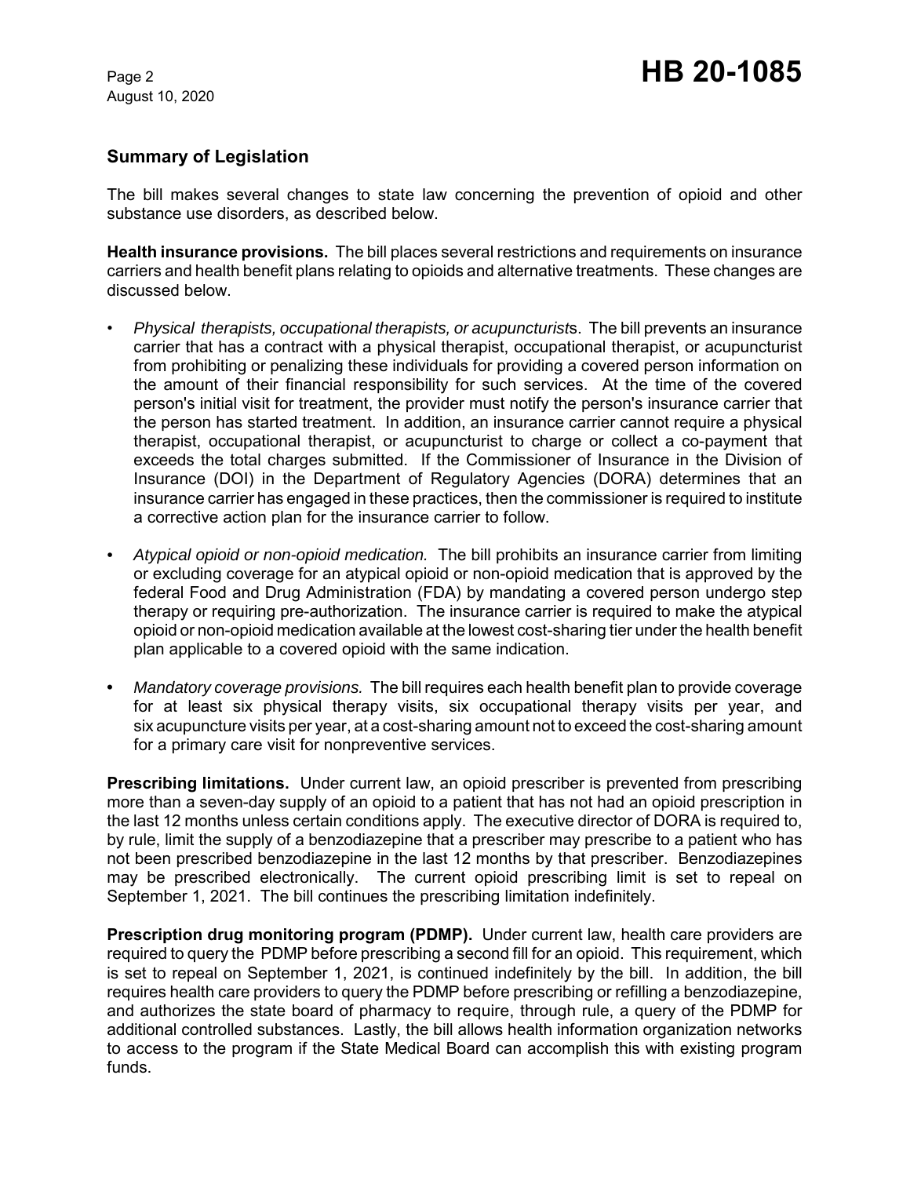## Summary of Legislation

The bill makes several changes to state law concerning the prevention of opioid and other substance use disorders, as described below.

**Health insurance provisions.** The bill places several restrictions and requirements on insurance carriers and health benefit plans relating to opioids and alternative treatments. These changes are discussed below.

- *Physical therapists, occupational therapists, or acupuncturist*s. The bill prevents an insurance carrier that has a contract with a physical therapist, occupational therapist, or acupuncturist from prohibiting or penalizing these individuals for providing a covered person information on the amount of their financial responsibility for such services. At the time of the covered person's initial visit for treatment, the provider must notify the person's insurance carrier that the person has started treatment. In addition, an insurance carrier cannot require a physical therapist, occupational therapist, or acupuncturist to charge or collect a co-payment that exceeds the total charges submitted. If the Commissioner of Insurance in the Division of Insurance (DOI) in the Department of Regulatory Agencies (DORA) determines that an insurance carrier has engaged in these practices, then the commissioner is required to institute a corrective action plan for the insurance carrier to follow.
- *Atypical opioid or non-opioid medication.* The bill prohibits an insurance carrier from limiting or excluding coverage for an atypical opioid or non-opioid medication that is approved by the federal Food and Drug Administration (FDA) by mandating a covered person undergo step therapy or requiring pre-authorization. The insurance carrier is required to make the atypical opioid or non-opioid medication available at the lowest cost-sharing tier under the health benefit plan applicable to a covered opioid with the same indication.
- *Mandatory coverage provisions.* The bill requires each health benefit plan to provide coverage for at least six physical therapy visits, six occupational therapy visits per year, and six acupuncture visits per year, at a cost-sharing amount not to exceed the cost-sharing amount for a primary care visit for nonpreventive services.

**Prescribing limitations.** Under current law, an opioid prescriber is prevented from prescribing more than a seven-day supply of an opioid to a patient that has not had an opioid prescription in the last 12 months unless certain conditions apply. The executive director of DORA is required to, by rule, limit the supply of a benzodiazepine that a prescriber may prescribe to a patient who has not been prescribed benzodiazepine in the last 12 months by that prescriber. Benzodiazepines may be prescribed electronically. The current opioid prescribing limit is set to repeal on September 1, 2021. The bill continues the prescribing limitation indefinitely.

**Prescription drug monitoring program (PDMP).** Under current law, health care providers are required to query the PDMP before prescribing a second fill for an opioid. This requirement, which is set to repeal on September 1, 2021, is continued indefinitely by the bill. In addition, the bill requires health care providers to query the PDMP before prescribing or refilling a benzodiazepine, and authorizes the state board of pharmacy to require, through rule, a query of the PDMP for additional controlled substances. Lastly, the bill allows health information organization networks to access to the program if the State Medical Board can accomplish this with existing program funds.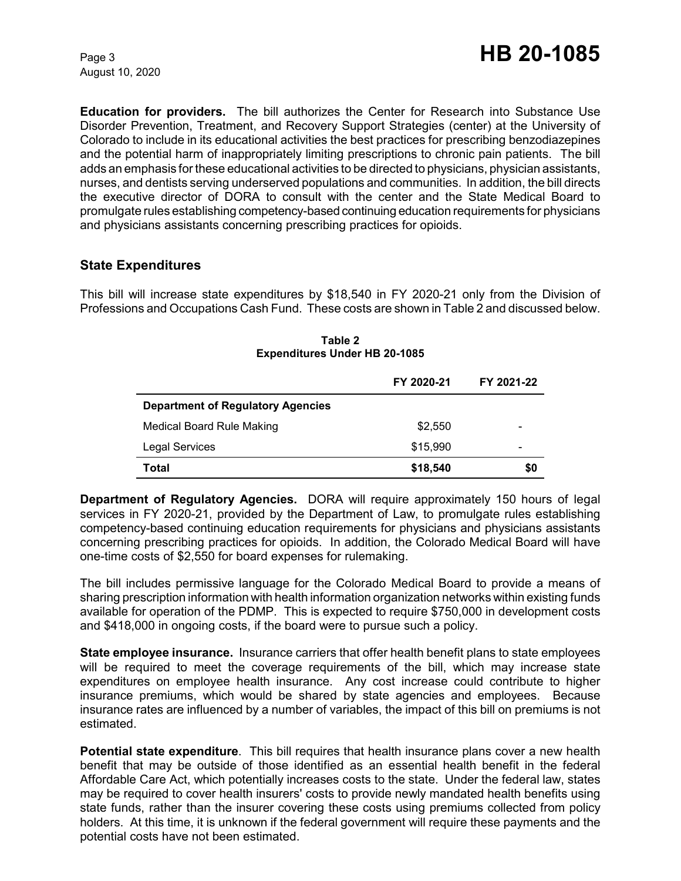**Education for providers.** The bill authorizes the Center for Research into Substance Use Disorder Prevention, Treatment, and Recovery Support Strategies (center) at the University of Colorado to include in its educational activities the best practices for prescribing benzodiazepines and the potential harm of inappropriately limiting prescriptions to chronic pain patients. The bill adds an emphasis for these educational activities to be directed to physicians, physician assistants, nurses, and dentists serving underserved populations and communities. In addition, the bill directs the executive director of DORA to consult with the center and the State Medical Board to promulgate rules establishing competency-based continuing education requirements for physicians and physicians assistants concerning prescribing practices for opioids.

## State Expenditures

This bill will increase state expenditures by $18,540 in FY 2020-21 only from the Division of Professions and Occupations Cash Fund. These costs are shown in Table 2 and discussed below.

**Table 2**
**Expenditures Under HB 20-1085**

| | FY 2020-21 | FY 2021-22 |
|---|---|---|
| **Department of Regulatory Agencies** | | |
| Medical Board Rule Making | $2,550 | - |
| Legal Services | $15,990 | - |
| **Total** | **$18,540** | **$0** |

**Department of Regulatory Agencies.** DORA will require approximately 150 hours of legal services in FY 2020-21, provided by the Department of Law, to promulgate rules establishing competency-based continuing education requirements for physicians and physicians assistants concerning prescribing practices for opioids. In addition, the Colorado Medical Board will have one-time costs of $2,550 for board expenses for rulemaking.

The bill includes permissive language for the Colorado Medical Board to provide a means of sharing prescription information with health information organization networks within existing funds available for operation of the PDMP. This is expected to require $750,000 in development costs and $418,000 in ongoing costs, if the board were to pursue such a policy.

**State employee insurance.** Insurance carriers that offer health benefit plans to state employees will be required to meet the coverage requirements of the bill, which may increase state expenditures on employee health insurance. Any cost increase could contribute to higher insurance premiums, which would be shared by state agencies and employees. Because insurance rates are influenced by a number of variables, the impact of this bill on premiums is not estimated.

**Potential state expenditure**. This bill requires that health insurance plans cover a new health benefit that may be outside of those identified as an essential health benefit in the federal Affordable Care Act, which potentially increases costs to the state. Under the federal law, states may be required to cover health insurers' costs to provide newly mandated health benefits using state funds, rather than the insurer covering these costs using premiums collected from policy holders. At this time, it is unknown if the federal government will require these payments and the potential costs have not been estimated.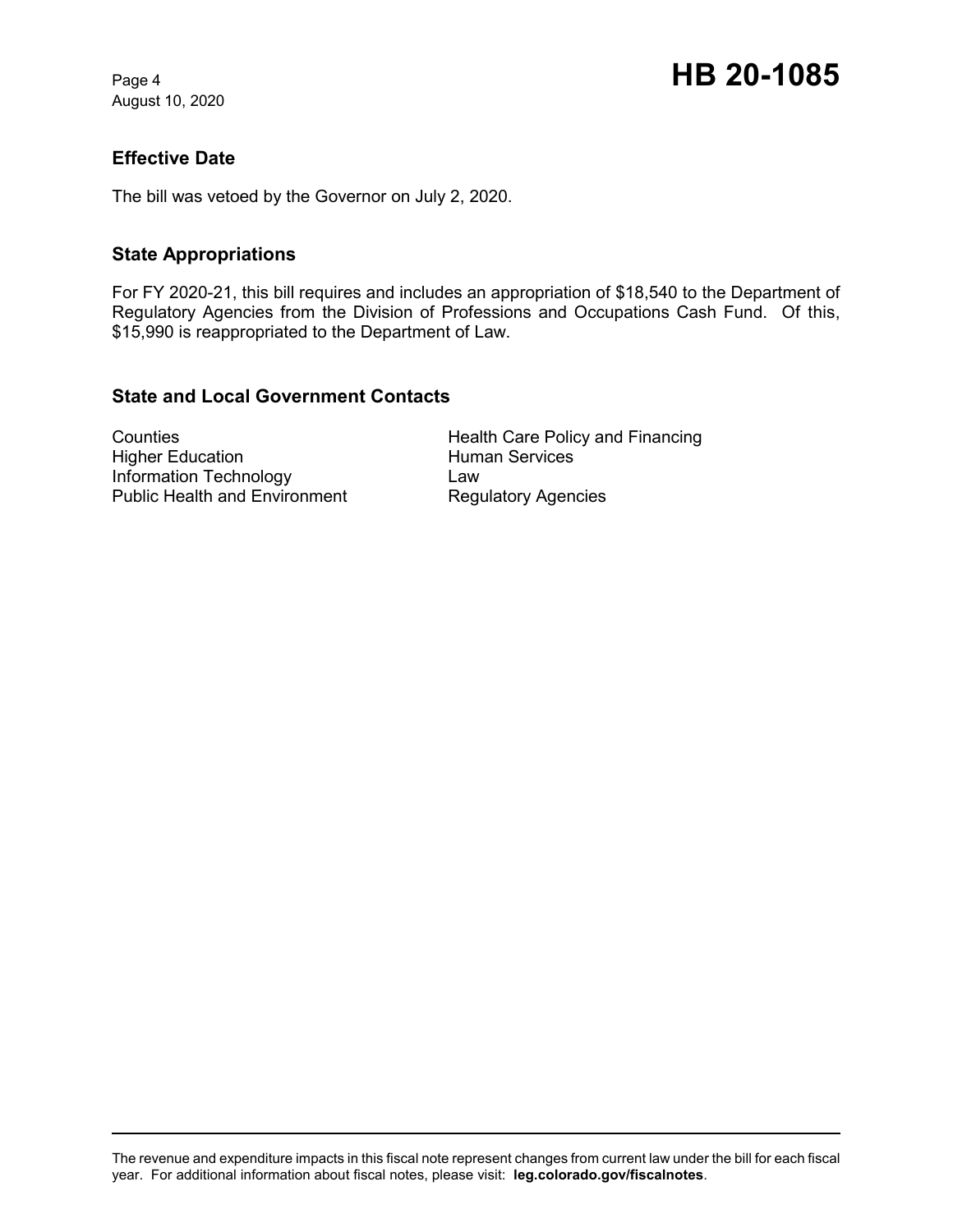## Effective Date

The bill was vetoed by the Governor on July 2, 2020.

## State Appropriations

For FY 2020-21, this bill requires and includes an appropriation of $18,540 to the Department of Regulatory Agencies from the Division of Professions and Occupations Cash Fund. Of this, $15,990 is reappropriated to the Department of Law.

## State and Local Government Contacts

Counties
Health Care Policy and Financing
Higher Education
Human Services
Information Technology
Law
Public Health and Environment
Regulatory Agencies

The revenue and expenditure impacts in this fiscal note represent changes from current law under the bill for each fiscal year. For additional information about fiscal notes, please visit: **leg.colorado.gov/fiscalnotes**.